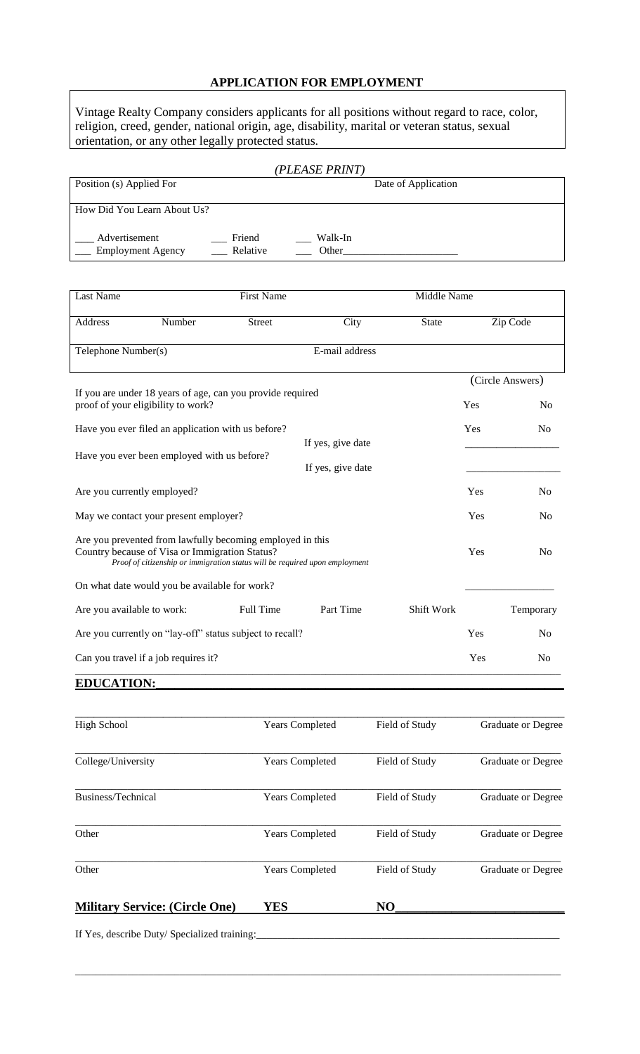# APPLICATION FOR EMPLOYMENT

Vintage Realty Company considers applicants for all positions without regard to race, color, religion, creed, gender, national origin, age, disability, marital or veteran status, sexual orientation, or any other legally protected status.

*(PLEASE PRINT)*

| Position (s) Applied For | Date of Application |
|---|---|
| How Did You Learn About Us? | |
| ___ Advertisement ___ Friend ___ Walk-In | |
| ___ Employment Agency ___ Relative ___ Other____________________ | |

| Last Name | | First Name | | Middle Name | |
|---|---|---|---|---|---|
| Address | Number | Street | City | State | Zip Code |
| Telephone Number(s) | | | E-mail address | | |

| | | (Circle Answers) | |
|---|---|---|---|
| If you are under 18 years of age, can you provide required proof of your eligibility to work? | | Yes | No |
| Have you ever filed an application with us before? | If yes, give date | Yes | No |
| | | _________________ | |
| Have you ever been employed with us before? | If yes, give date | _________________ | |
| Are you currently employed? | | Yes | No |
| May we contact your present employer? | | Yes | No |
| Are you prevented from lawfully becoming employed in this Country because of Visa or Immigration Status? *Proof of citizenship or immigration status will be required upon employment* | | Yes | No |
| On what date would you be available for work? | | _______________ | |

Are you available to work: Full Time Part Time Shift Work Temporary

| | | |
|---|---|---|
| Are you currently on "lay-off" status subject to recall? | Yes | No |
| Can you travel if a job requires it? | Yes | No |

## EDUCATION:

| | Years Completed | Field of Study | Graduate or Degree |
|---|---|---|---|
| High School | | | |
| College/University | | | |
| Business/Technical | | | |
| Other | | | |
| Other | | | |

**Military Service: (Circle One) YES NO**

If Yes, describe Duty/ Specialized training:___________________________________________________________

_______________________________________________________________________________________________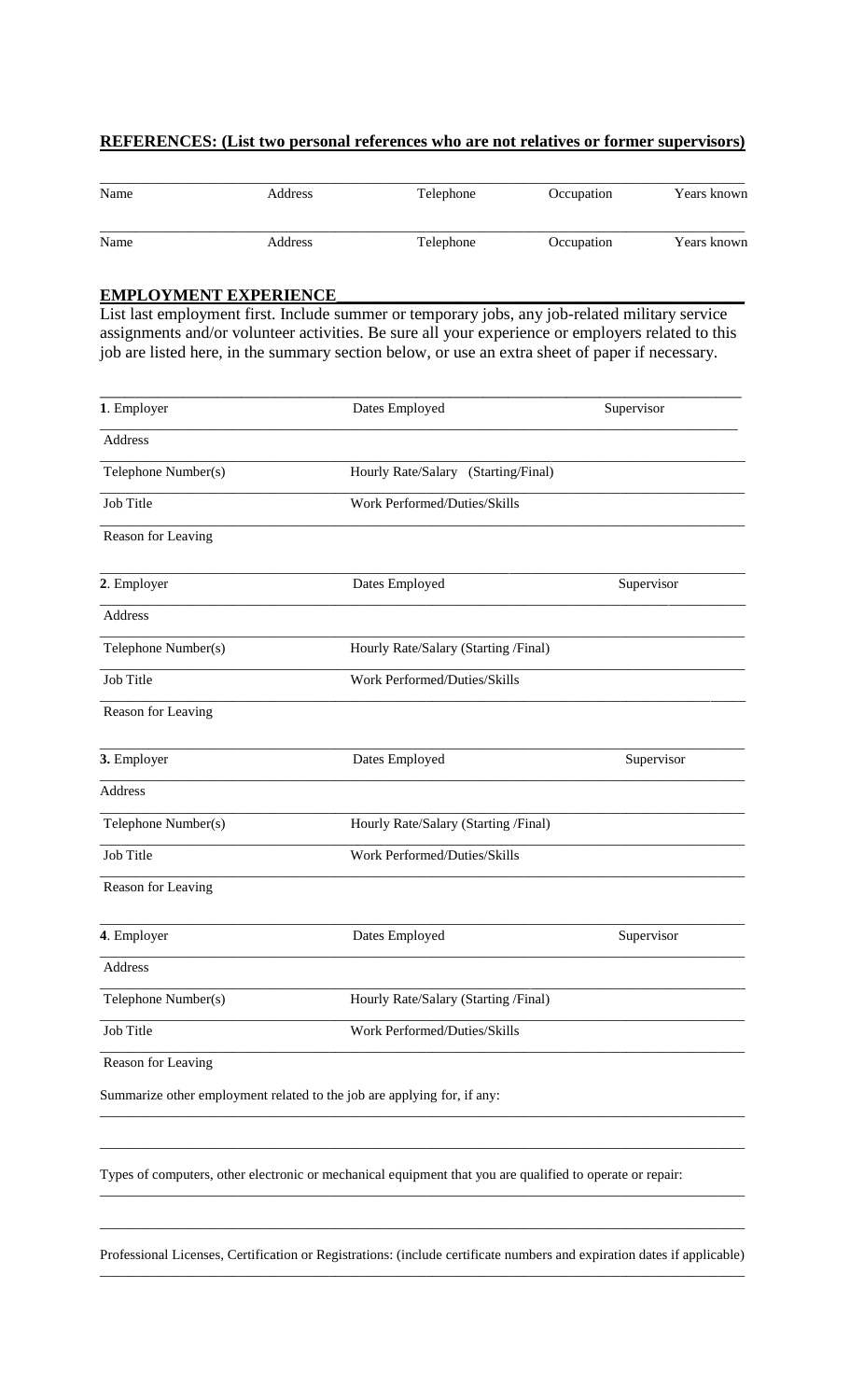**REFERENCES: (List two personal references who are not relatives or former supervisors)**

| Name | Address | Telephone | Occupation | Years known |
|---|---|---|---|---|
| Name | Address | Telephone | Occupation | Years known |

**EMPLOYMENT EXPERIENCE**

List last employment first. Include summer or temporary jobs, any job-related military service assignments and/or volunteer activities. Be sure all your experience or employers related to this job are listed here, in the summary section below, or use an extra sheet of paper if necessary.

| **1**. Employer | Dates Employed | Supervisor |
|---|---|---|
| Address | | |
| Telephone Number(s) | Hourly Rate/Salary (Starting/Final) | |
| Job Title | Work Performed/Duties/Skills | |
| Reason for Leaving | | |

| **2**. Employer | Dates Employed | Supervisor |
|---|---|---|
| Address | | |
| Telephone Number(s) | Hourly Rate/Salary (Starting /Final) | |
| Job Title | Work Performed/Duties/Skills | |
| Reason for Leaving | | |

| **3.** Employer | Dates Employed | Supervisor |
|---|---|---|
| Address | | |
| Telephone Number(s) | Hourly Rate/Salary (Starting /Final) | |
| Job Title | Work Performed/Duties/Skills | |
| Reason for Leaving | | |

| **4**. Employer | Dates Employed | Supervisor |
|---|---|---|
| Address | | |
| Telephone Number(s) | Hourly Rate/Salary (Starting /Final) | |
| Job Title | Work Performed/Duties/Skills | |
| Reason for Leaving | | |

Summarize other employment related to the job are applying for, if any:

_______________________________________________

_______________________________________________

Types of computers, other electronic or mechanical equipment that you are qualified to operate or repair:

_______________________________________________

_______________________________________________

Professional Licenses, Certification or Registrations: (include certificate numbers and expiration dates if applicable)

_______________________________________________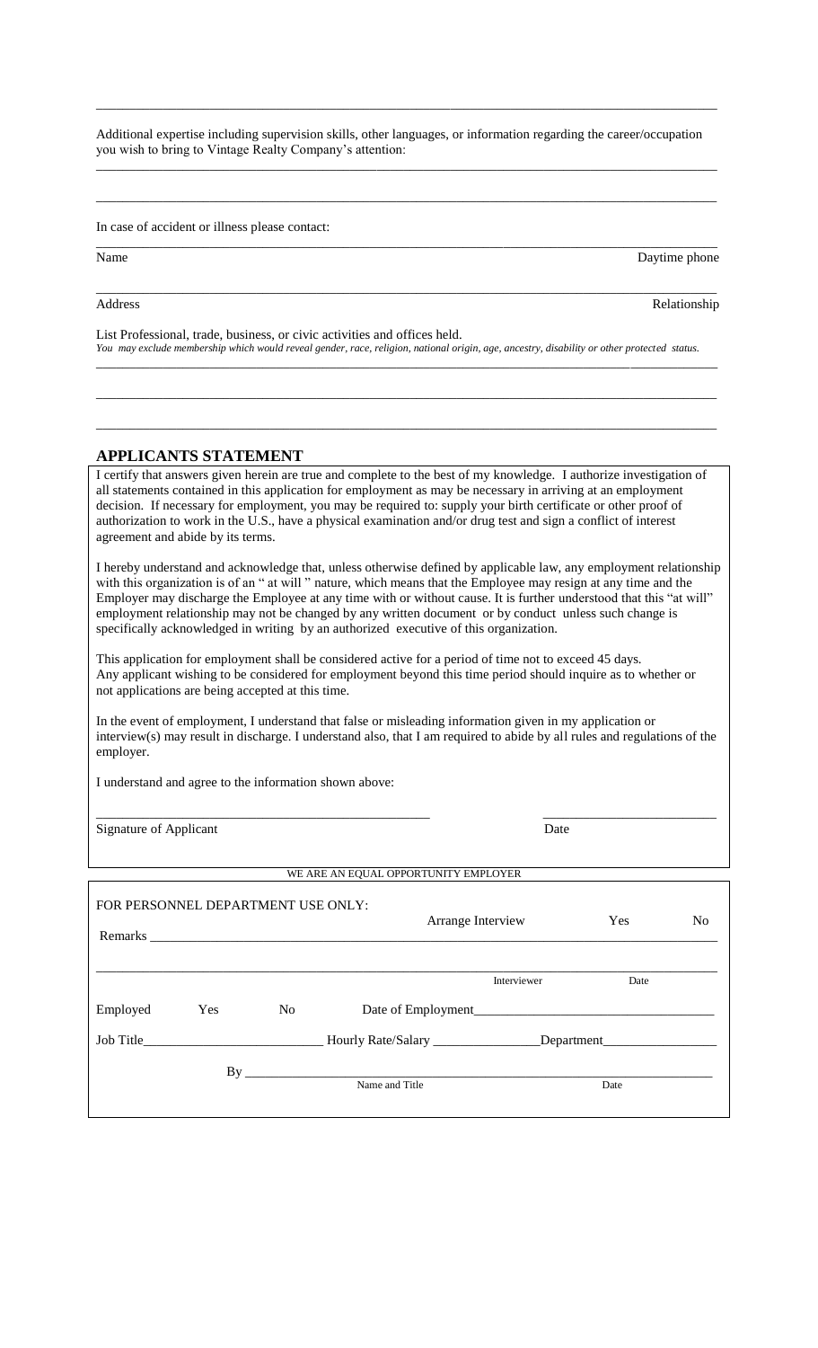Additional expertise including supervision skills, other languages, or information regarding the career/occupation you wish to bring to Vintage Realty Company's attention:

_______________________________________________________________________________

_______________________________________________________________________________

In case of accident or illness please contact:

_______________________________________________________________________________

Name Daytime phone

_______________________________________________________________________________

Address Relationship

List Professional, trade, business, or civic activities and offices held.

*You may exclude membership which would reveal gender, race, religion, national origin, age, ancestry, disability or other protected status.*

_______________________________________________________________________________

_______________________________________________________________________________

_______________________________________________________________________________

## APPLICANTS STATEMENT

I certify that answers given herein are true and complete to the best of my knowledge. I authorize investigation of all statements contained in this application for employment as may be necessary in arriving at an employment decision. If necessary for employment, you may be required to: supply your birth certificate or other proof of authorization to work in the U.S., have a physical examination and/or drug test and sign a conflict of interest agreement and abide by its terms.

I hereby understand and acknowledge that, unless otherwise defined by applicable law, any employment relationship with this organization is of an " at will " nature, which means that the Employee may resign at any time and the Employer may discharge the Employee at any time with or without cause. It is further understood that this "at will" employment relationship may not be changed by any written document or by conduct unless such change is specifically acknowledged in writing by an authorized executive of this organization.

This application for employment shall be considered active for a period of time not to exceed 45 days. Any applicant wishing to be considered for employment beyond this time period should inquire as to whether or not applications are being accepted at this time.

In the event of employment, I understand that false or misleading information given in my application or interview(s) may result in discharge. I understand also, that I am required to abide by all rules and regulations of the employer.

I understand and agree to the information shown above:

_______________________________________ _______________________

Signature of Applicant Date

WE ARE AN EQUAL OPPORTUNITY EMPLOYER

FOR PERSONNEL DEPARTMENT USE ONLY: Arrange Interview Yes No

Remarks _______________________________________________________________________

_______________________________________________________________________________

Interviewer Date

Employed Yes No Date of Employment_________________________________

Job Title__________________________ Hourly Rate/Salary _______________Department_________________

By _______________________________________________________________________

Name and Title Date